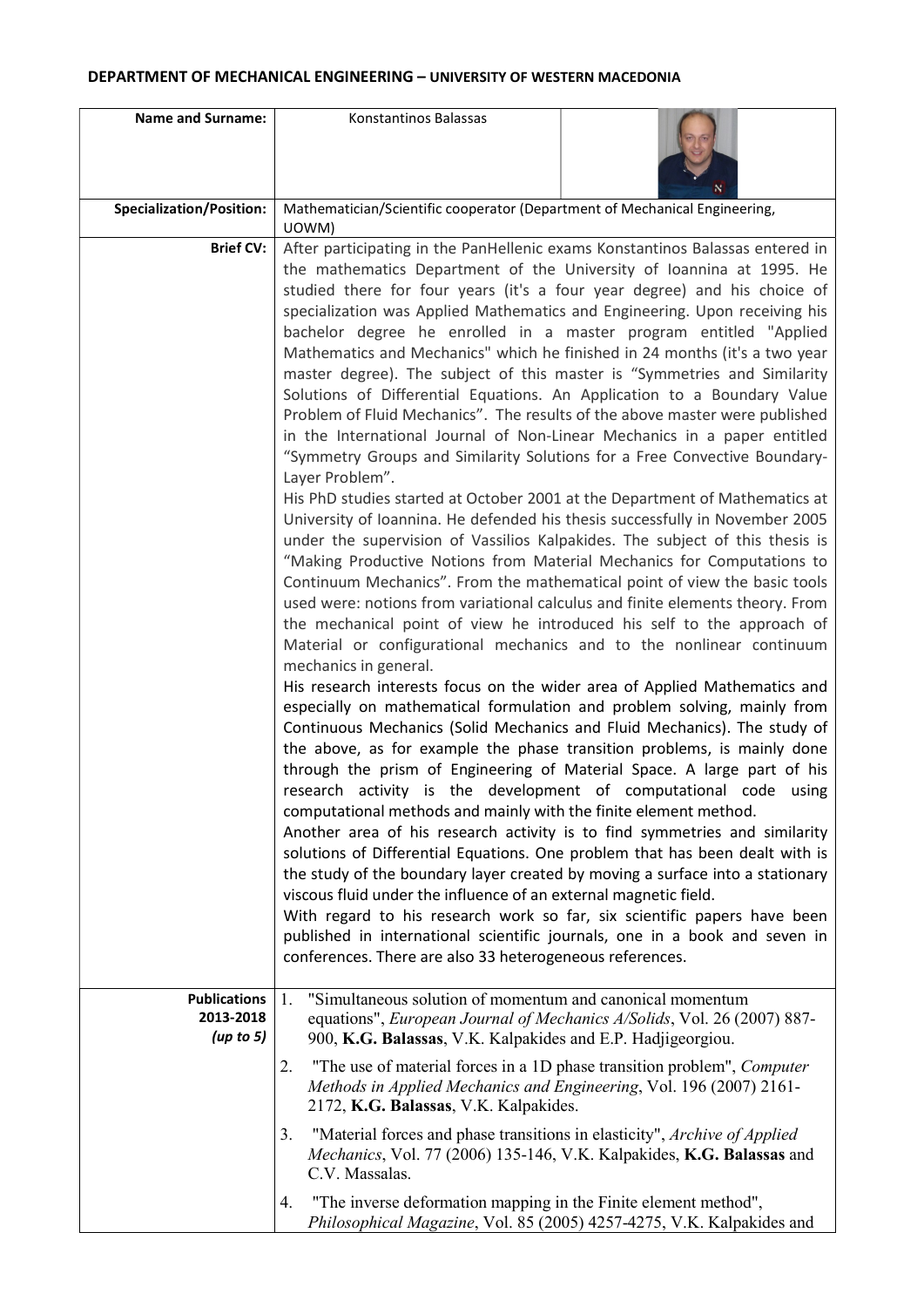## DEPARTMENT OF MECHANICAL ENGINEERING – UNIVERSITY OF WESTERN MACEDONIA

| **Name and Surname:** | Konstantinos Balassas |
|---|---|
| **Specialization/Position:** | Mathematician/Scientific cooperator (Department of Mechanical Engineering, UOWM) |
| **Brief CV:** | After participating in the PanHellenic exams Konstantinos Balassas entered in the mathematics Department of the University of Ioannina at 1995. He studied there for four years (it's a four year degree) and his choice of specialization was Applied Mathematics and Engineering. Upon receiving his bachelor degree he enrolled in a master program entitled "Applied Mathematics and Mechanics" which he finished in 24 months (it's a two year master degree). The subject of this master is "Symmetries and Similarity Solutions of Differential Equations. An Application to a Boundary Value Problem of Fluid Mechanics". The results of the above master were published in the International Journal of Non-Linear Mechanics in a paper entitled "Symmetry Groups and Similarity Solutions for a Free Convective Boundary-Layer Problem".<br>His PhD studies started at October 2001 at the Department of Mathematics at University of Ioannina. He defended his thesis successfully in November 2005 under the supervision of Vassilios Kalpakides. The subject of this thesis is "Making Productive Notions from Material Mechanics for Computations to Continuum Mechanics". From the mathematical point of view the basic tools used were: notions from variational calculus and finite elements theory. From the mechanical point of view he introduced his self to the approach of Material or configurational mechanics and to the nonlinear continuum mechanics in general.<br>His research interests focus on the wider area of Applied Mathematics and especially on mathematical formulation and problem solving, mainly from Continuous Mechanics (Solid Mechanics and Fluid Mechanics). The study of the above, as for example the phase transition problems, is mainly done through the prism of Engineering of Material Space. A large part of his research activity is the development of computational code using computational methods and mainly with the finite element method.<br>Another area of his research activity is to find symmetries and similarity solutions of Differential Equations. One problem that has been dealt with is the study of the boundary layer created by moving a surface into a stationary viscous fluid under the influence of an external magnetic field.<br>With regard to his research work so far, six scientific papers have been published in international scientific journals, one in a book and seven in conferences. There are also 33 heterogeneous references. |
| **Publications 2013-2018** ***(up to 5)*** | 1. "Simultaneous solution of momentum and canonical momentum equations", *European Journal of Mechanics A/Solids*, Vol. 26 (2007) 887-900, **K.G. Balassas**, V.K. Kalpakides and E.P. Hadjigeorgiou.<br>2. "The use of material forces in a 1D phase transition problem", *Computer Methods in Applied Mechanics and Engineering*, Vol. 196 (2007) 2161-2172, **K.G. Balassas**, V.K. Kalpakides.<br>3. "Material forces and phase transitions in elasticity", *Archive of Applied Mechanics*, Vol. 77 (2006) 135-146, V.K. Kalpakides, **K.G. Balassas** and C.V. Massalas.<br>4. "The inverse deformation mapping in the Finite element method", *Philosophical Magazine*, Vol. 85 (2005) 4257-4275, V.K. Kalpakides and |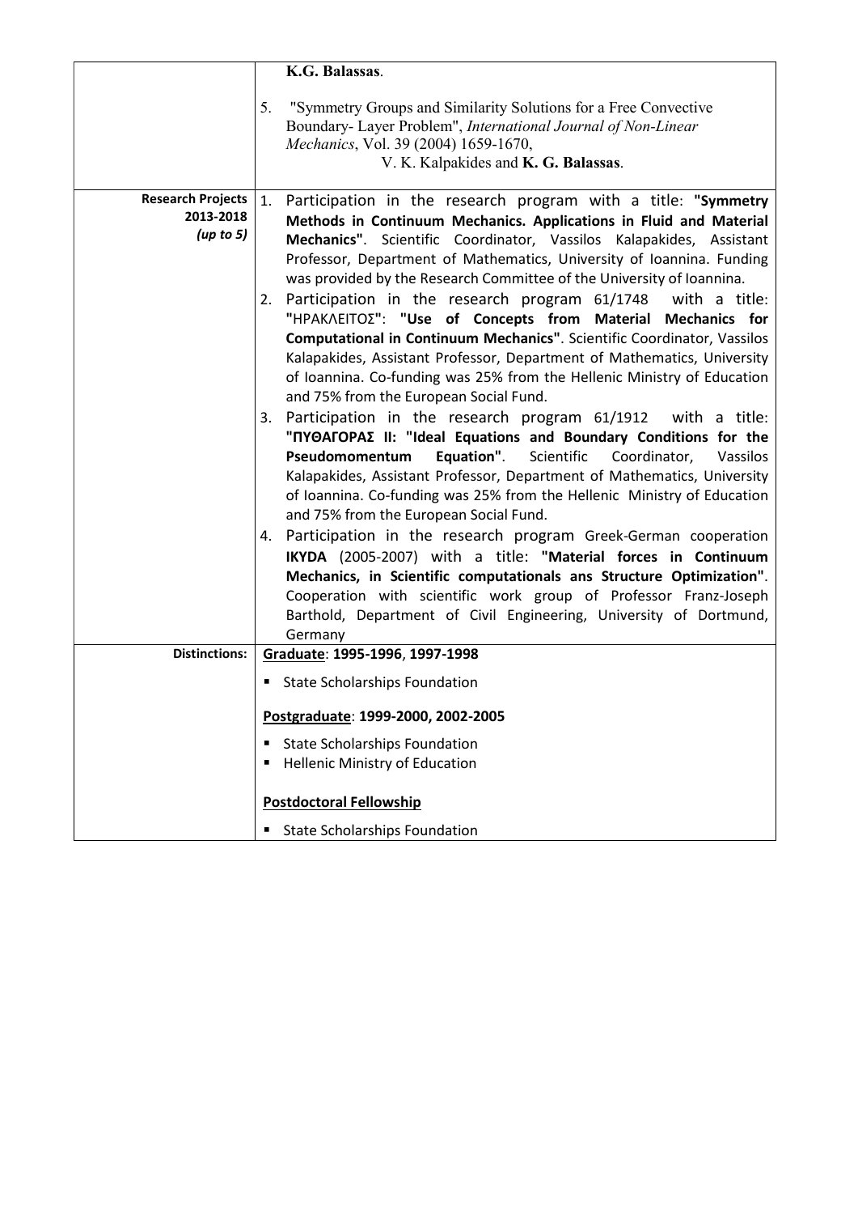| | |
|---|---|
| | **K.G. Balassas**.<br><br>5. "Symmetry Groups and Similarity Solutions for a Free Convective Boundary- Layer Problem", *International Journal of Non-Linear Mechanics*, Vol. 39 (2004) 1659-1670, V. K. Kalpakides and **K. G. Balassas**. |
| **Research Projects 2013-2018 *(up to 5)*** | 1. Participation in the research program with a title: **"Symmetry Methods in Continuum Mechanics. Applications in Fluid and Material Mechanics"**. Scientific Coordinator, Vassilos Kalapakides, Assistant Professor, Department of Mathematics, University of Ioannina. Funding was provided by the Research Committee of the University of Ioannina.<br>2. Participation in the research program 61/1748 with a title: **"ΗΡΑΚΛΕΙΤΟΣ"**: **"Use of Concepts from Material Mechanics for Computational in Continuum Mechanics"**. Scientific Coordinator, Vassilos Kalapakides, Assistant Professor, Department of Mathematics, University of Ioannina. Co-funding was 25% from the Hellenic Ministry of Education and 75% from the European Social Fund.<br>3. Participation in the research program 61/1912 with a title: **"ΠΥΘΑΓΟΡΑΣ ΙΙ: "Ideal Equations and Boundary Conditions for the Pseudomomentum Equation"**. Scientific Coordinator, Vassilos Kalapakides, Assistant Professor, Department of Mathematics, University of Ioannina. Co-funding was 25% from the Hellenic Ministry of Education and 75% from the European Social Fund.<br>4. Participation in the research program Greek-German cooperation **IKYDA** (2005-2007) with a title: **"Material forces in Continuum Mechanics, in Scientific computationals ans Structure Optimization"**. Cooperation with scientific work group of Professor Franz-Joseph Barthold, Department of Civil Engineering, University of Dortmund, Germany |
| **Distinctions:** | <u>**Graduate**</u>: **1995-1996**, **1997-1998**<br>▪ State Scholarships Foundation<br><br><u>**Postgraduate**</u>: **1999-2000, 2002-2005**<br>▪ State Scholarships Foundation<br>▪ Hellenic Ministry of Education<br><br><u>**Postdoctoral Fellowship**</u><br>▪ State Scholarships Foundation |